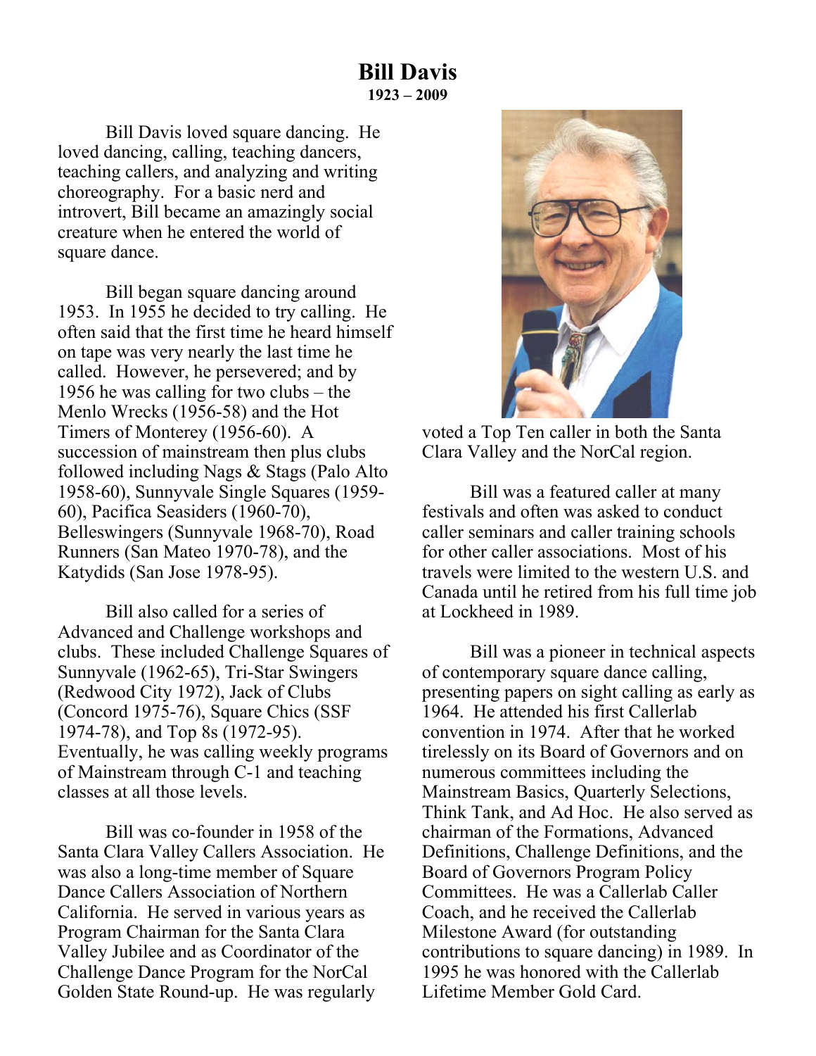# Bill Davis

**1923 – 2009**

Bill Davis loved square dancing. He loved dancing, calling, teaching dancers, teaching callers, and analyzing and writing choreography. For a basic nerd and introvert, Bill became an amazingly social creature when he entered the world of square dance.

Bill began square dancing around 1953. In 1955 he decided to try calling. He often said that the first time he heard himself on tape was very nearly the last time he called. However, he persevered; and by 1956 he was calling for two clubs – the Menlo Wrecks (1956-58) and the Hot Timers of Monterey (1956-60). A succession of mainstream then plus clubs followed including Nags & Stags (Palo Alto 1958-60), Sunnyvale Single Squares (1959-60), Pacifica Seasiders (1960-70), Belleswingers (Sunnyvale 1968-70), Road Runners (San Mateo 1970-78), and the Katydids (San Jose 1978-95).

Bill also called for a series of Advanced and Challenge workshops and clubs. These included Challenge Squares of Sunnyvale (1962-65), Tri-Star Swingers (Redwood City 1972), Jack of Clubs (Concord 1975-76), Square Chics (SSF 1974-78), and Top 8s (1972-95). Eventually, he was calling weekly programs of Mainstream through C-1 and teaching classes at all those levels.

Bill was co-founder in 1958 of the Santa Clara Valley Callers Association. He was also a long-time member of Square Dance Callers Association of Northern California. He served in various years as Program Chairman for the Santa Clara Valley Jubilee and as Coordinator of the Challenge Dance Program for the NorCal Golden State Round-up. He was regularly voted a Top Ten caller in both the Santa Clara Valley and the NorCal region.

Bill was a featured caller at many festivals and often was asked to conduct caller seminars and caller training schools for other caller associations. Most of his travels were limited to the western U.S. and Canada until he retired from his full time job at Lockheed in 1989.

Bill was a pioneer in technical aspects of contemporary square dance calling, presenting papers on sight calling as early as 1964. He attended his first Callerlab convention in 1974. After that he worked tirelessly on its Board of Governors and on numerous committees including the Mainstream Basics, Quarterly Selections, Think Tank, and Ad Hoc. He also served as chairman of the Formations, Advanced Definitions, Challenge Definitions, and the Board of Governors Program Policy Committees. He was a Callerlab Caller Coach, and he received the Callerlab Milestone Award (for outstanding contributions to square dancing) in 1989. In 1995 he was honored with the Callerlab Lifetime Member Gold Card.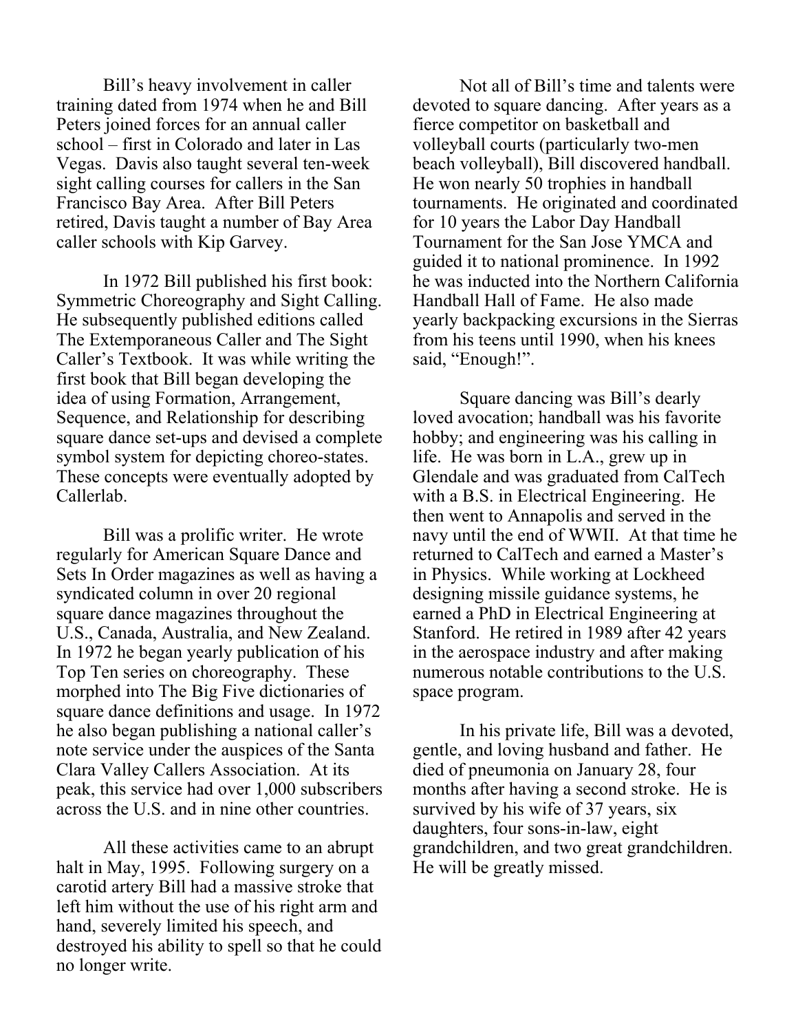Bill's heavy involvement in caller training dated from 1974 when he and Bill Peters joined forces for an annual caller school – first in Colorado and later in Las Vegas. Davis also taught several ten-week sight calling courses for callers in the San Francisco Bay Area. After Bill Peters retired, Davis taught a number of Bay Area caller schools with Kip Garvey.

In 1972 Bill published his first book: Symmetric Choreography and Sight Calling. He subsequently published editions called The Extemporaneous Caller and The Sight Caller's Textbook. It was while writing the first book that Bill began developing the idea of using Formation, Arrangement, Sequence, and Relationship for describing square dance set-ups and devised a complete symbol system for depicting choreo-states. These concepts were eventually adopted by Callerlab.

Bill was a prolific writer. He wrote regularly for American Square Dance and Sets In Order magazines as well as having a syndicated column in over 20 regional square dance magazines throughout the U.S., Canada, Australia, and New Zealand. In 1972 he began yearly publication of his Top Ten series on choreography. These morphed into The Big Five dictionaries of square dance definitions and usage. In 1972 he also began publishing a national caller's note service under the auspices of the Santa Clara Valley Callers Association. At its peak, this service had over 1,000 subscribers across the U.S. and in nine other countries.

All these activities came to an abrupt halt in May, 1995. Following surgery on a carotid artery Bill had a massive stroke that left him without the use of his right arm and hand, severely limited his speech, and destroyed his ability to spell so that he could no longer write.

Not all of Bill's time and talents were devoted to square dancing. After years as a fierce competitor on basketball and volleyball courts (particularly two-men beach volleyball), Bill discovered handball. He won nearly 50 trophies in handball tournaments. He originated and coordinated for 10 years the Labor Day Handball Tournament for the San Jose YMCA and guided it to national prominence. In 1992 he was inducted into the Northern California Handball Hall of Fame. He also made yearly backpacking excursions in the Sierras from his teens until 1990, when his knees said, "Enough!".

Square dancing was Bill's dearly loved avocation; handball was his favorite hobby; and engineering was his calling in life. He was born in L.A., grew up in Glendale and was graduated from CalTech with a B.S. in Electrical Engineering. He then went to Annapolis and served in the navy until the end of WWII. At that time he returned to CalTech and earned a Master's in Physics. While working at Lockheed designing missile guidance systems, he earned a PhD in Electrical Engineering at Stanford. He retired in 1989 after 42 years in the aerospace industry and after making numerous notable contributions to the U.S. space program.

In his private life, Bill was a devoted, gentle, and loving husband and father. He died of pneumonia on January 28, four months after having a second stroke. He is survived by his wife of 37 years, six daughters, four sons-in-law, eight grandchildren, and two great grandchildren. He will be greatly missed.